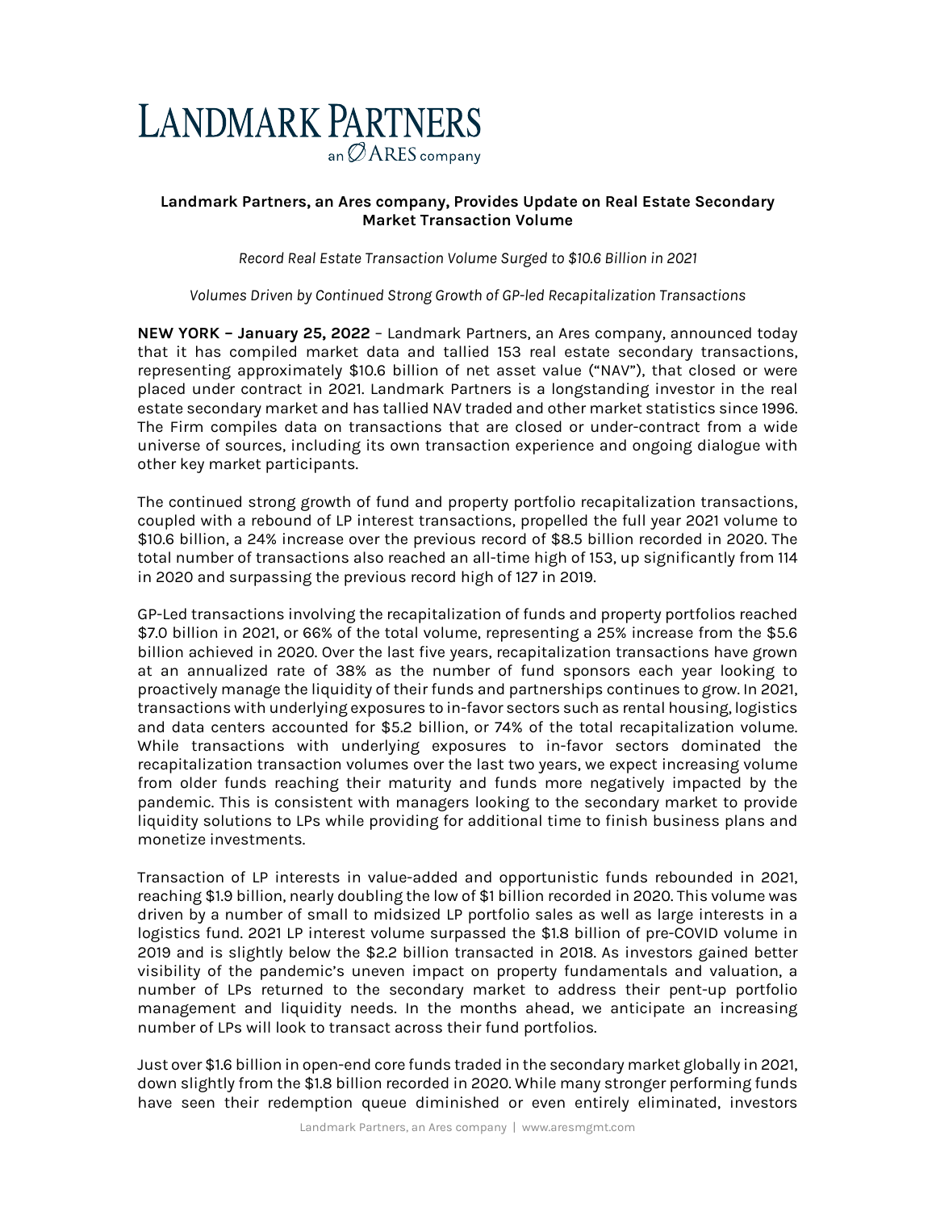# LANDMARK PARTNERS

an ARES company

**Landmark Partners, an Ares company, Provides Update on Real Estate Secondary Market Transaction Volume**

*Record Real Estate Transaction Volume Surged to $10.6 Billion in 2021*

*Volumes Driven by Continued Strong Growth of GP-led Recapitalization Transactions*

**NEW YORK – January 25, 2022** – Landmark Partners, an Ares company, announced today that it has compiled market data and tallied 153 real estate secondary transactions, representing approximately $10.6 billion of net asset value ("NAV"), that closed or were placed under contract in 2021. Landmark Partners is a longstanding investor in the real estate secondary market and has tallied NAV traded and other market statistics since 1996. The Firm compiles data on transactions that are closed or under-contract from a wide universe of sources, including its own transaction experience and ongoing dialogue with other key market participants.

The continued strong growth of fund and property portfolio recapitalization transactions, coupled with a rebound of LP interest transactions, propelled the full year 2021 volume to $10.6 billion, a 24% increase over the previous record of $8.5 billion recorded in 2020. The total number of transactions also reached an all-time high of 153, up significantly from 114 in 2020 and surpassing the previous record high of 127 in 2019.

GP-Led transactions involving the recapitalization of funds and property portfolios reached $7.0 billion in 2021, or 66% of the total volume, representing a 25% increase from the $5.6 billion achieved in 2020. Over the last five years, recapitalization transactions have grown at an annualized rate of 38% as the number of fund sponsors each year looking to proactively manage the liquidity of their funds and partnerships continues to grow. In 2021, transactions with underlying exposures to in-favor sectors such as rental housing, logistics and data centers accounted for $5.2 billion, or 74% of the total recapitalization volume. While transactions with underlying exposures to in-favor sectors dominated the recapitalization transaction volumes over the last two years, we expect increasing volume from older funds reaching their maturity and funds more negatively impacted by the pandemic. This is consistent with managers looking to the secondary market to provide liquidity solutions to LPs while providing for additional time to finish business plans and monetize investments.

Transaction of LP interests in value-added and opportunistic funds rebounded in 2021, reaching $1.9 billion, nearly doubling the low of $1 billion recorded in 2020. This volume was driven by a number of small to midsized LP portfolio sales as well as large interests in a logistics fund. 2021 LP interest volume surpassed the $1.8 billion of pre-COVID volume in 2019 and is slightly below the $2.2 billion transacted in 2018. As investors gained better visibility of the pandemic's uneven impact on property fundamentals and valuation, a number of LPs returned to the secondary market to address their pent-up portfolio management and liquidity needs. In the months ahead, we anticipate an increasing number of LPs will look to transact across their fund portfolios.

Just over $1.6 billion in open-end core funds traded in the secondary market globally in 2021, down slightly from the $1.8 billion recorded in 2020. While many stronger performing funds have seen their redemption queue diminished or even entirely eliminated, investors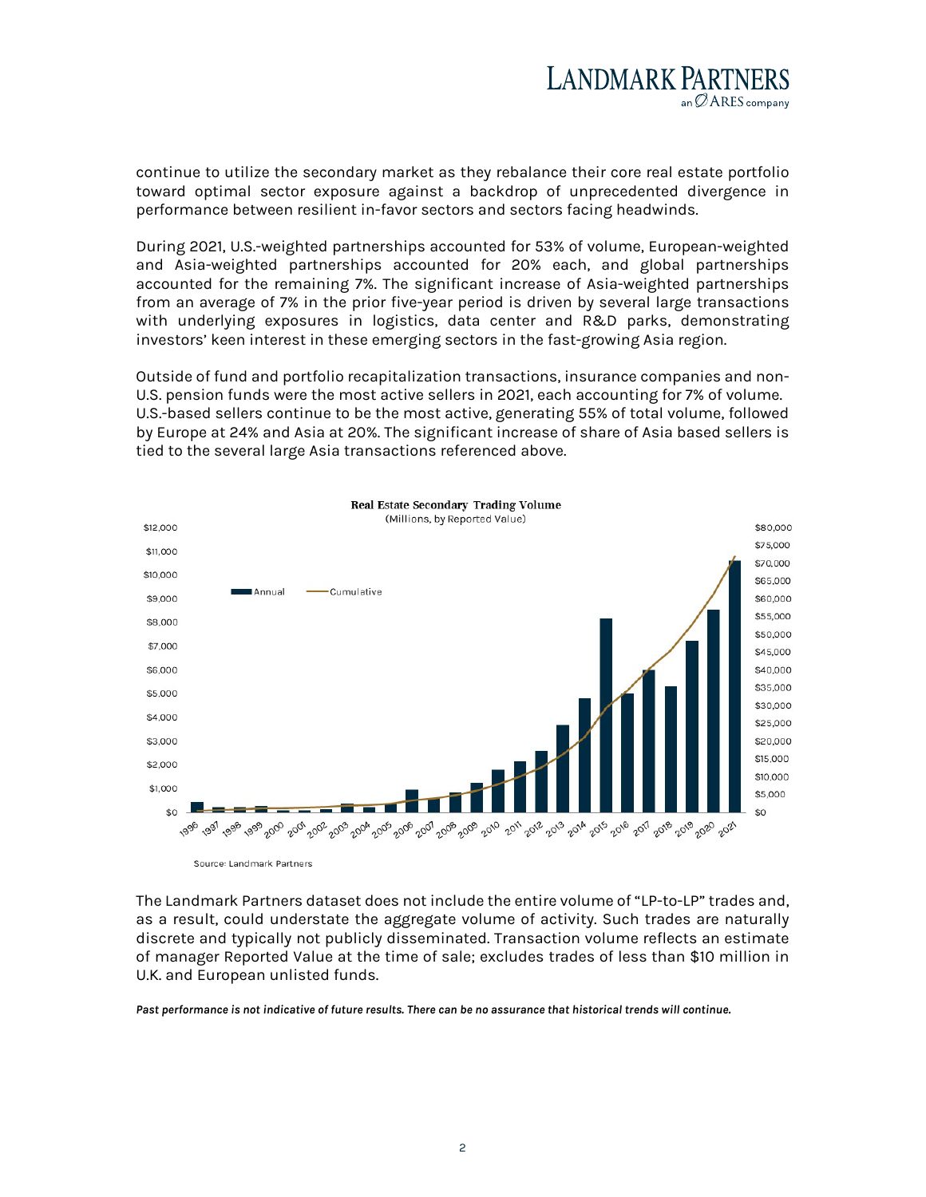continue to utilize the secondary market as they rebalance their core real estate portfolio toward optimal sector exposure against a backdrop of unprecedented divergence in performance between resilient in-favor sectors and sectors facing headwinds.

During 2021, U.S.-weighted partnerships accounted for 53% of volume, European-weighted and Asia-weighted partnerships accounted for 20% each, and global partnerships accounted for the remaining 7%. The significant increase of Asia-weighted partnerships from an average of 7% in the prior five-year period is driven by several large transactions with underlying exposures in logistics, data center and R&D parks, demonstrating investors' keen interest in these emerging sectors in the fast-growing Asia region.

Outside of fund and portfolio recapitalization transactions, insurance companies and non-U.S. pension funds were the most active sellers in 2021, each accounting for 7% of volume. U.S.-based sellers continue to be the most active, generating 55% of total volume, followed by Europe at 24% and Asia at 20%. The significant increase of share of Asia based sellers is tied to the several large Asia transactions referenced above.

**Real Estate Secondary Trading Volume**
(Millions, by Reported Value)

Source: Landmark Partners

The Landmark Partners dataset does not include the entire volume of "LP-to-LP" trades and, as a result, could understate the aggregate volume of activity. Such trades are naturally discrete and typically not publicly disseminated. Transaction volume reflects an estimate of manager Reported Value at the time of sale; excludes trades of less than $10 million in U.K. and European unlisted funds.

***Past performance is not indicative of future results. There can be no assurance that historical trends will continue.***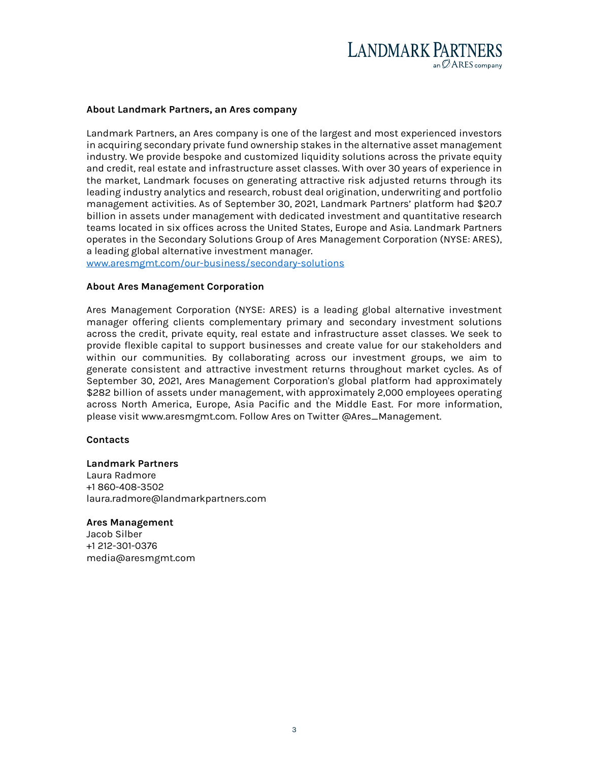**About Landmark Partners, an Ares company**

Landmark Partners, an Ares company is one of the largest and most experienced investors in acquiring secondary private fund ownership stakes in the alternative asset management industry. We provide bespoke and customized liquidity solutions across the private equity and credit, real estate and infrastructure asset classes. With over 30 years of experience in the market, Landmark focuses on generating attractive risk adjusted returns through its leading industry analytics and research, robust deal origination, underwriting and portfolio management activities. As of September 30, 2021, Landmark Partners' platform had $20.7 billion in assets under management with dedicated investment and quantitative research teams located in six offices across the United States, Europe and Asia. Landmark Partners operates in the Secondary Solutions Group of Ares Management Corporation (NYSE: ARES), a leading global alternative investment manager.
[www.aresmgmt.com/our-business/secondary-solutions](www.aresmgmt.com/our-business/secondary-solutions)

**About Ares Management Corporation**

Ares Management Corporation (NYSE: ARES) is a leading global alternative investment manager offering clients complementary primary and secondary investment solutions across the credit, private equity, real estate and infrastructure asset classes. We seek to provide flexible capital to support businesses and create value for our stakeholders and within our communities. By collaborating across our investment groups, we aim to generate consistent and attractive investment returns throughout market cycles. As of September 30, 2021, Ares Management Corporation's global platform had approximately $282 billion of assets under management, with approximately 2,000 employees operating across North America, Europe, Asia Pacific and the Middle East. For more information, please visit www.aresmgmt.com. Follow Ares on Twitter @Ares_Management.

**Contacts**

**Landmark Partners**
Laura Radmore
+1 860-408-3502
laura.radmore@landmarkpartners.com

**Ares Management**
Jacob Silber
+1 212-301-0376
media@aresmgmt.com